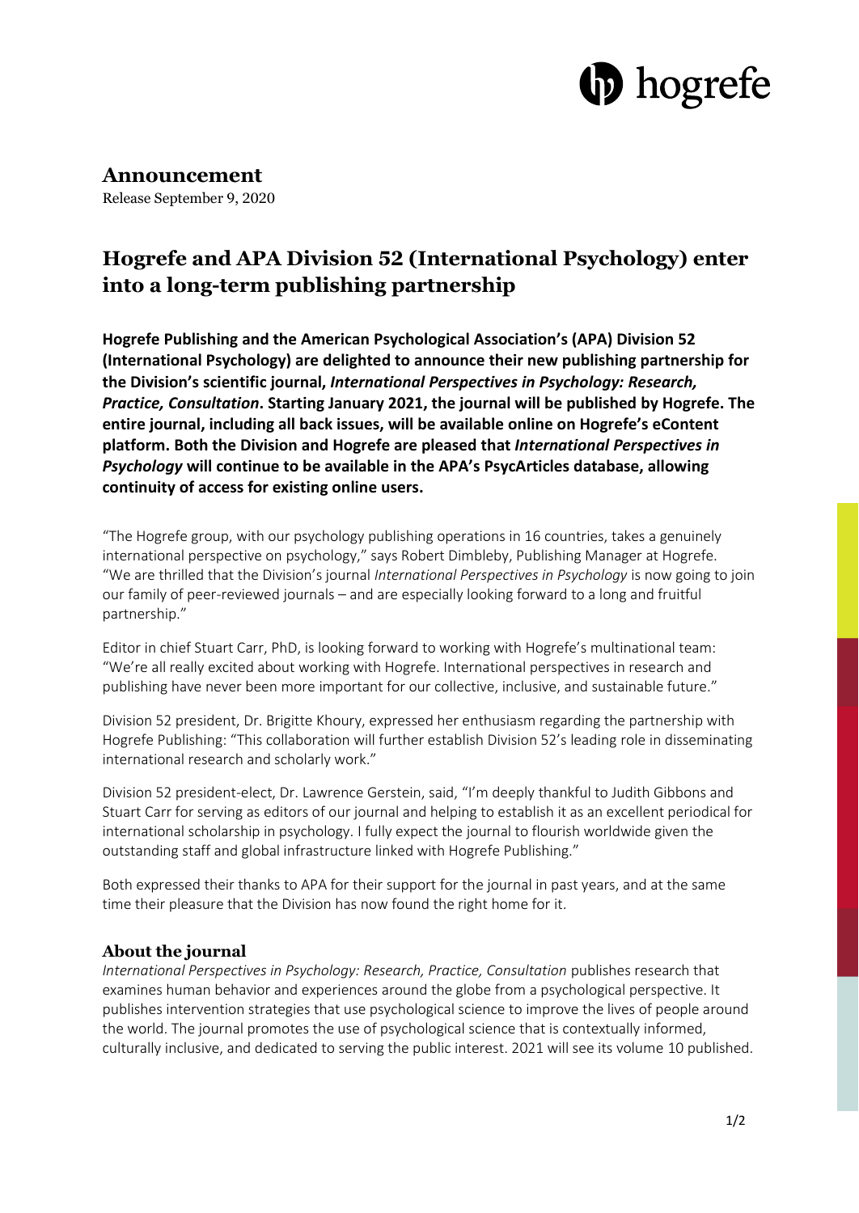# Announcement

Release September 9, 2020

## Hogrefe and APA Division 52 (International Psychology) enter into a long-term publishing partnership

**Hogrefe Publishing and the American Psychological Association's (APA) Division 52 (International Psychology) are delighted to announce their new publishing partnership for the Division's scientific journal, *International Perspectives in Psychology: Research, Practice, Consultation*. Starting January 2021, the journal will be published by Hogrefe. The entire journal, including all back issues, will be available online on Hogrefe's eContent platform. Both the Division and Hogrefe are pleased that *International Perspectives in Psychology* will continue to be available in the APA's PsycArticles database, allowing continuity of access for existing online users.**

"The Hogrefe group, with our psychology publishing operations in 16 countries, takes a genuinely international perspective on psychology," says Robert Dimbleby, Publishing Manager at Hogrefe. "We are thrilled that the Division's journal *International Perspectives in Psychology* is now going to join our family of peer-reviewed journals – and are especially looking forward to a long and fruitful partnership."

Editor in chief Stuart Carr, PhD, is looking forward to working with Hogrefe's multinational team: "We're all really excited about working with Hogrefe. International perspectives in research and publishing have never been more important for our collective, inclusive, and sustainable future."

Division 52 president, Dr. Brigitte Khoury, expressed her enthusiasm regarding the partnership with Hogrefe Publishing: "This collaboration will further establish Division 52's leading role in disseminating international research and scholarly work."

Division 52 president-elect, Dr. Lawrence Gerstein, said, "I'm deeply thankful to Judith Gibbons and Stuart Carr for serving as editors of our journal and helping to establish it as an excellent periodical for international scholarship in psychology. I fully expect the journal to flourish worldwide given the outstanding staff and global infrastructure linked with Hogrefe Publishing."

Both expressed their thanks to APA for their support for the journal in past years, and at the same time their pleasure that the Division has now found the right home for it.

### About the journal

*International Perspectives in Psychology: Research, Practice, Consultation* publishes research that examines human behavior and experiences around the globe from a psychological perspective. It publishes intervention strategies that use psychological science to improve the lives of people around the world. The journal promotes the use of psychological science that is contextually informed, culturally inclusive, and dedicated to serving the public interest. 2021 will see its volume 10 published.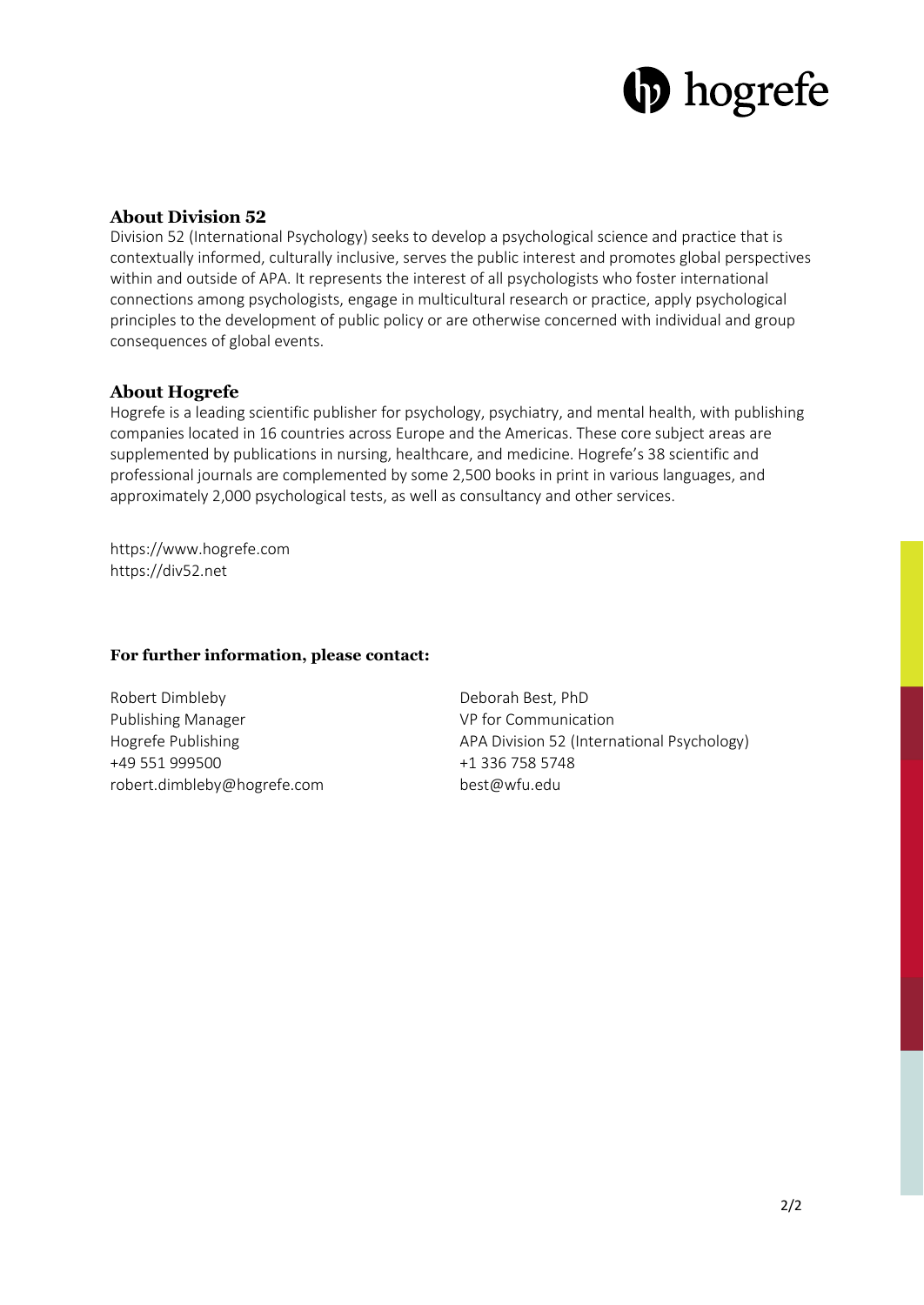## About Division 52

Division 52 (International Psychology) seeks to develop a psychological science and practice that is contextually informed, culturally inclusive, serves the public interest and promotes global perspectives within and outside of APA. It represents the interest of all psychologists who foster international connections among psychologists, engage in multicultural research or practice, apply psychological principles to the development of public policy or are otherwise concerned with individual and group consequences of global events.

## About Hogrefe

Hogrefe is a leading scientific publisher for psychology, psychiatry, and mental health, with publishing companies located in 16 countries across Europe and the Americas. These core subject areas are supplemented by publications in nursing, healthcare, and medicine. Hogrefe's 38 scientific and professional journals are complemented by some 2,500 books in print in various languages, and approximately 2,000 psychological tests, as well as consultancy and other services.

https://www.hogrefe.com
https://div52.net

**For further information, please contact:**

Robert Dimbleby
Publishing Manager
Hogrefe Publishing
+49 551 999500
robert.dimbleby@hogrefe.com

Deborah Best, PhD
VP for Communication
APA Division 52 (International Psychology)
+1 336 758 5748
best@wfu.edu